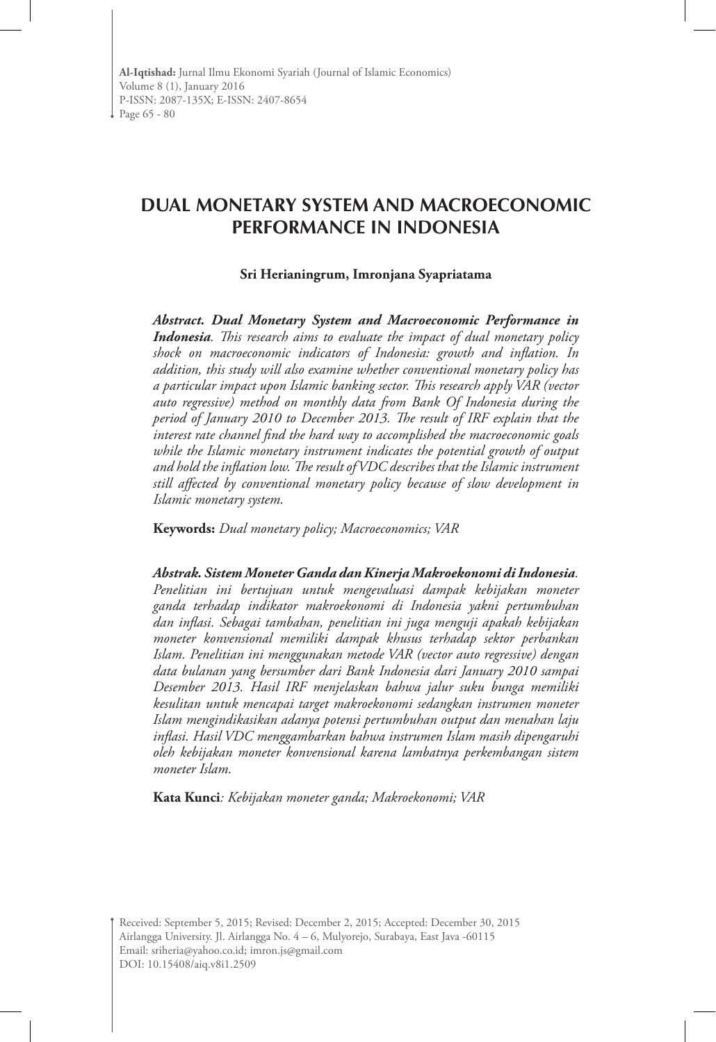# DUAL MONETARY SYSTEM AND MACROECONOMIC PERFORMANCE IN INDONESIA

**Sri Herianingrum, Imronjana Syapriatama**

***Abstract. Dual Monetary System and Macroeconomic Performance in Indonesia****. This research aims to evaluate the impact of dual monetary policy shock on macroeconomic indicators of Indonesia: growth and inflation. In addition, this study will also examine whether conventional monetary policy has a particular impact upon Islamic banking sector. This research apply VAR (vector auto regressive) method on monthly data from Bank Of Indonesia during the period of January 2010 to December 2013. The result of IRF explain that the interest rate channel find the hard way to accomplished the macroeconomic goals while the Islamic monetary instrument indicates the potential growth of output and hold the inflation low. The result of VDC describes that the Islamic instrument still affected by conventional monetary policy because of slow development in Islamic monetary system.*

**Keywords:** *Dual monetary policy; Macroeconomics; VAR*

***Abstrak. Sistem Moneter Ganda dan Kinerja Makroekonomi di Indonesia****. Penelitian ini bertujuan untuk mengevaluasi dampak kebijakan moneter ganda terhadap indikator makroekonomi di Indonesia yakni pertumbuhan dan inflasi. Sebagai tambahan, penelitian ini juga menguji apakah kebijakan moneter konvensional memiliki dampak khusus terhadap sektor perbankan Islam. Penelitian ini menggunakan metode VAR (vector auto regressive) dengan data bulanan yang bersumber dari Bank Indonesia dari January 2010 sampai Desember 2013. Hasil IRF menjelaskan bahwa jalur suku bunga memiliki kesulitan untuk mencapai target makroekonomi sedangkan instrumen moneter Islam mengindikasikan adanya potensi pertumbuhan output dan menahan laju inflasi. Hasil VDC menggambarkan bahwa instrumen Islam masih dipengaruhi oleh kebijakan moneter konvensional karena lambatnya perkembangan sistem moneter Islam.*

**Kata Kunci***: Kebijakan moneter ganda; Makroekonomi; VAR*

Received: September 5, 2015; Revised: December 2, 2015; Accepted: December 30, 2015
Airlangga University. Jl. Airlangga No. 4 – 6, Mulyorejo, Surabaya, East Java -60115
Email: sriheria@yahoo.co.id; imron.js@gmail.com
DOI: 10.15408/aiq.v8i1.2509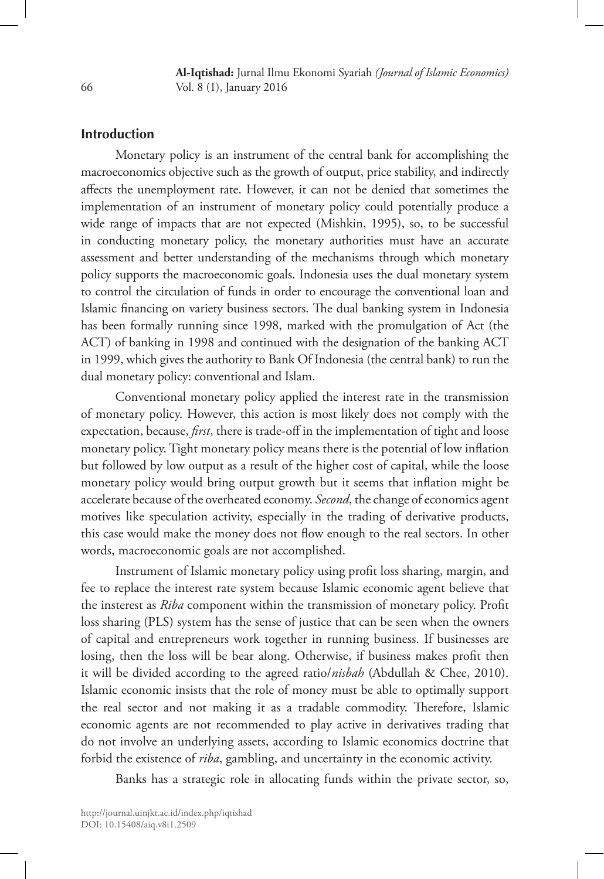## Introduction

Monetary policy is an instrument of the central bank for accomplishing the macroeconomics objective such as the growth of output, price stability, and indirectly affects the unemployment rate. However, it can not be denied that sometimes the implementation of an instrument of monetary policy could potentially produce a wide range of impacts that are not expected (Mishkin, 1995), so, to be successful in conducting monetary policy, the monetary authorities must have an accurate assessment and better understanding of the mechanisms through which monetary policy supports the macroeconomic goals. Indonesia uses the dual monetary system to control the circulation of funds in order to encourage the conventional loan and Islamic financing on variety business sectors. The dual banking system in Indonesia has been formally running since 1998, marked with the promulgation of Act (the ACT) of banking in 1998 and continued with the designation of the banking ACT in 1999, which gives the authority to Bank Of Indonesia (the central bank) to run the dual monetary policy: conventional and Islam.

Conventional monetary policy applied the interest rate in the transmission of monetary policy. However, this action is most likely does not comply with the expectation, because, *first*, there is trade-off in the implementation of tight and loose monetary policy. Tight monetary policy means there is the potential of low inflation but followed by low output as a result of the higher cost of capital, while the loose monetary policy would bring output growth but it seems that inflation might be accelerate because of the overheated economy. *Second*, the change of economics agent motives like speculation activity, especially in the trading of derivative products, this case would make the money does not flow enough to the real sectors. In other words, macroeconomic goals are not accomplished.

Instrument of Islamic monetary policy using profit loss sharing, margin, and fee to replace the interest rate system because Islamic economic agent believe that the insterest as *Riba* component within the transmission of monetary policy. Profit loss sharing (PLS) system has the sense of justice that can be seen when the owners of capital and entrepreneurs work together in running business. If businesses are losing, then the loss will be bear along. Otherwise, if business makes profit then it will be divided according to the agreed ratio/*nisbah* (Abdullah & Chee, 2010). Islamic economic insists that the role of money must be able to optimally support the real sector and not making it as a tradable commodity. Therefore, Islamic economic agents are not recommended to play active in derivatives trading that do not involve an underlying assets, according to Islamic economics doctrine that forbid the existence of *riba*, gambling, and uncertainty in the economic activity.

Banks has a strategic role in allocating funds within the private sector, so,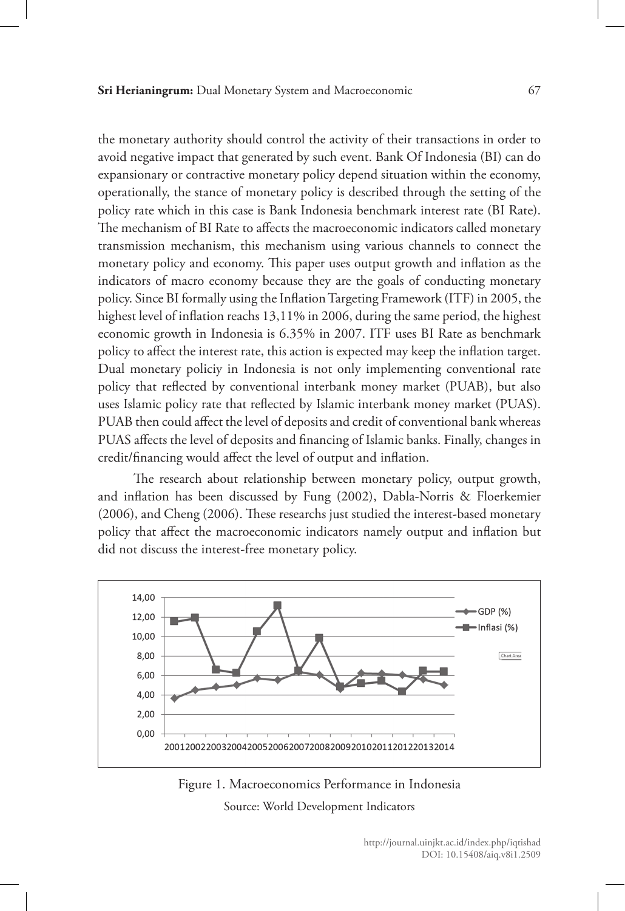the monetary authority should control the activity of their transactions in order to avoid negative impact that generated by such event. Bank Of Indonesia (BI) can do expansionary or contractive monetary policy depend situation within the economy, operationally, the stance of monetary policy is described through the setting of the policy rate which in this case is Bank Indonesia benchmark interest rate (BI Rate). The mechanism of BI Rate to affects the macroeconomic indicators called monetary transmission mechanism, this mechanism using various channels to connect the monetary policy and economy. This paper uses output growth and inflation as the indicators of macro economy because they are the goals of conducting monetary policy. Since BI formally using the Inflation Targeting Framework (ITF) in 2005, the highest level of inflation reachs 13,11% in 2006, during the same period, the highest economic growth in Indonesia is 6.35% in 2007. ITF uses BI Rate as benchmark policy to affect the interest rate, this action is expected may keep the inflation target. Dual monetary policiy in Indonesia is not only implementing conventional rate policy that reflected by conventional interbank money market (PUAB), but also uses Islamic policy rate that reflected by Islamic interbank money market (PUAS). PUAB then could affect the level of deposits and credit of conventional bank whereas PUAS affects the level of deposits and financing of Islamic banks. Finally, changes in credit/financing would affect the level of output and inflation.

The research about relationship between monetary policy, output growth, and inflation has been discussed by Fung (2002), Dabla-Norris & Floerkemier (2006), and Cheng (2006). These researchs just studied the interest-based monetary policy that affect the macroeconomic indicators namely output and inflation but did not discuss the interest-free monetary policy.

Figure 1. Macroeconomics Performance in Indonesia

Source: World Development Indicators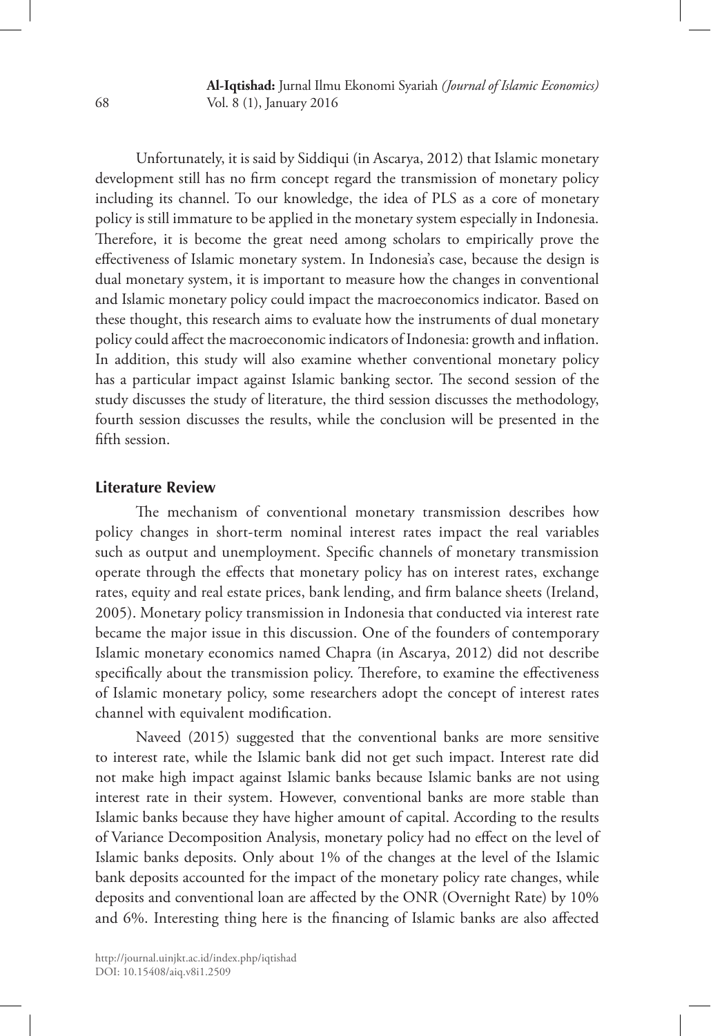Unfortunately, it is said by Siddiqui (in Ascarya, 2012) that Islamic monetary development still has no firm concept regard the transmission of monetary policy including its channel. To our knowledge, the idea of PLS as a core of monetary policy is still immature to be applied in the monetary system especially in Indonesia. Therefore, it is become the great need among scholars to empirically prove the effectiveness of Islamic monetary system. In Indonesia's case, because the design is dual monetary system, it is important to measure how the changes in conventional and Islamic monetary policy could impact the macroeconomics indicator. Based on these thought, this research aims to evaluate how the instruments of dual monetary policy could affect the macroeconomic indicators of Indonesia: growth and inflation. In addition, this study will also examine whether conventional monetary policy has a particular impact against Islamic banking sector. The second session of the study discusses the study of literature, the third session discusses the methodology, fourth session discusses the results, while the conclusion will be presented in the fifth session.

## Literature Review

The mechanism of conventional monetary transmission describes how policy changes in short-term nominal interest rates impact the real variables such as output and unemployment. Specific channels of monetary transmission operate through the effects that monetary policy has on interest rates, exchange rates, equity and real estate prices, bank lending, and firm balance sheets (Ireland, 2005). Monetary policy transmission in Indonesia that conducted via interest rate became the major issue in this discussion. One of the founders of contemporary Islamic monetary economics named Chapra (in Ascarya, 2012) did not describe specifically about the transmission policy. Therefore, to examine the effectiveness of Islamic monetary policy, some researchers adopt the concept of interest rates channel with equivalent modification.

Naveed (2015) suggested that the conventional banks are more sensitive to interest rate, while the Islamic bank did not get such impact. Interest rate did not make high impact against Islamic banks because Islamic banks are not using interest rate in their system. However, conventional banks are more stable than Islamic banks because they have higher amount of capital. According to the results of Variance Decomposition Analysis, monetary policy had no effect on the level of Islamic banks deposits. Only about 1% of the changes at the level of the Islamic bank deposits accounted for the impact of the monetary policy rate changes, while deposits and conventional loan are affected by the ONR (Overnight Rate) by 10% and 6%. Interesting thing here is the financing of Islamic banks are also affected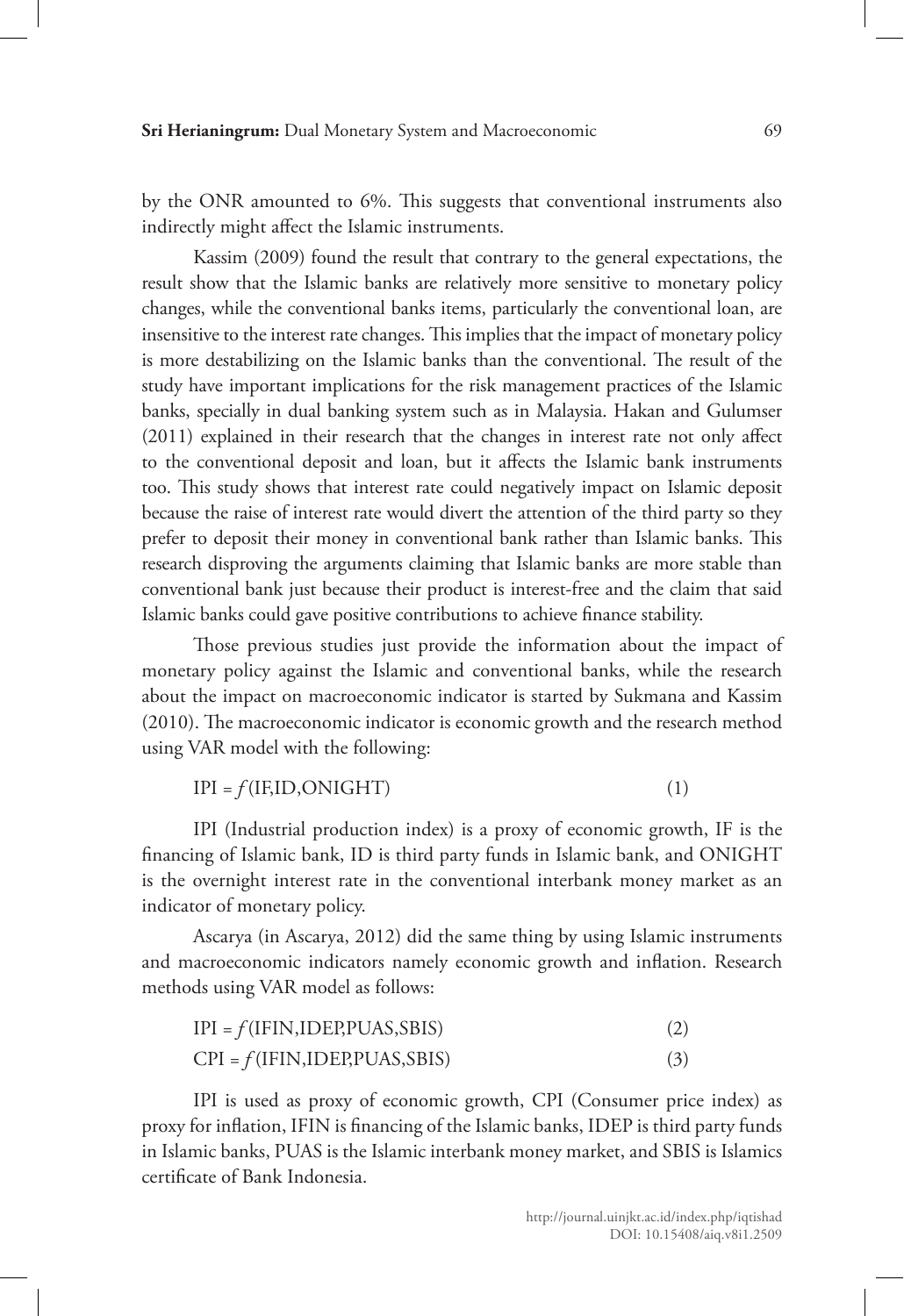by the ONR amounted to 6%. This suggests that conventional instruments also indirectly might affect the Islamic instruments.

Kassim (2009) found the result that contrary to the general expectations, the result show that the Islamic banks are relatively more sensitive to monetary policy changes, while the conventional banks items, particularly the conventional loan, are insensitive to the interest rate changes. This implies that the impact of monetary policy is more destabilizing on the Islamic banks than the conventional. The result of the study have important implications for the risk management practices of the Islamic banks, specially in dual banking system such as in Malaysia. Hakan and Gulumser (2011) explained in their research that the changes in interest rate not only affect to the conventional deposit and loan, but it affects the Islamic bank instruments too. This study shows that interest rate could negatively impact on Islamic deposit because the raise of interest rate would divert the attention of the third party so they prefer to deposit their money in conventional bank rather than Islamic banks. This research disproving the arguments claiming that Islamic banks are more stable than conventional bank just because their product is interest-free and the claim that said Islamic banks could gave positive contributions to achieve finance stability.

Those previous studies just provide the information about the impact of monetary policy against the Islamic and conventional banks, while the research about the impact on macroeconomic indicator is started by Sukmana and Kassim (2010). The macroeconomic indicator is economic growth and the research method using VAR model with the following:

$$IPI = f(IF, ID, ONIGHT) \tag{1}$$

IPI (Industrial production index) is a proxy of economic growth, IF is the financing of Islamic bank, ID is third party funds in Islamic bank, and ONIGHT is the overnight interest rate in the conventional interbank money market as an indicator of monetary policy.

Ascarya (in Ascarya, 2012) did the same thing by using Islamic instruments and macroeconomic indicators namely economic growth and inflation. Research methods using VAR model as follows:

$$IPI = f(IFIN, IDEP, PUAS, SBIS) \tag{2}$$

$$CPI = f(IFIN, IDEP, PUAS, SBIS) \tag{3}$$

IPI is used as proxy of economic growth, CPI (Consumer price index) as proxy for inflation, IFIN is financing of the Islamic banks, IDEP is third party funds in Islamic banks, PUAS is the Islamic interbank money market, and SBIS is Islamics certificate of Bank Indonesia.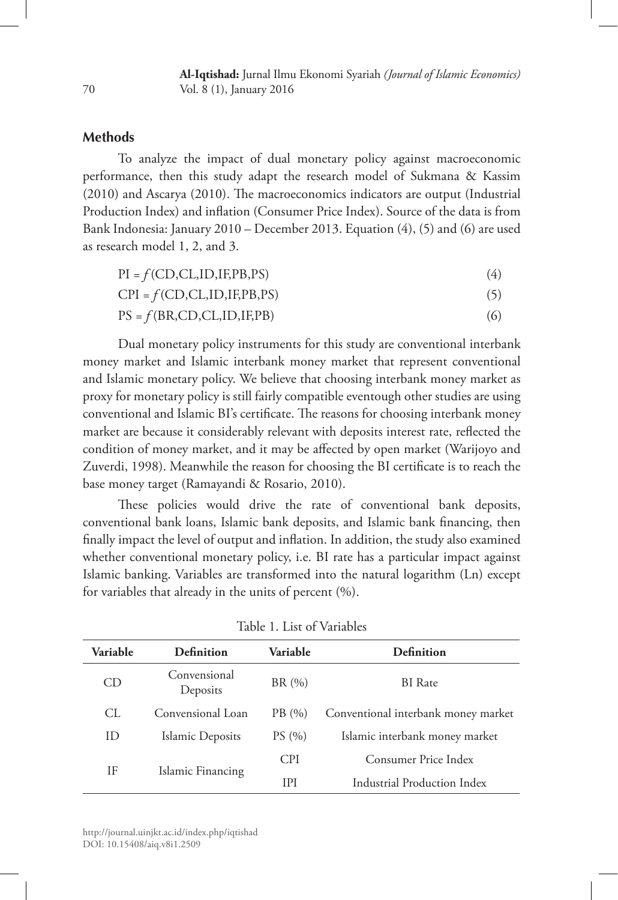## Methods

To analyze the impact of dual monetary policy against macroeconomic performance, then this study adapt the research model of Sukmana & Kassim (2010) and Ascarya (2010). The macroeconomics indicators are output (Industrial Production Index) and inflation (Consumer Price Index). Source of the data is from Bank Indonesia: January 2010 – December 2013. Equation (4), (5) and (6) are used as research model 1, 2, and 3.

$$PI = f(CD, CL, ID, IF, PB, PS) \tag{4}$$

$$CPI = f(CD, CL, ID, IF, PB, PS) \tag{5}$$

$$PS = f(BR, CD, CL, ID, IF, PB) \tag{6}$$

Dual monetary policy instruments for this study are conventional interbank money market and Islamic interbank money market that represent conventional and Islamic monetary policy. We believe that choosing interbank money market as proxy for monetary policy is still fairly compatible eventough other studies are using conventional and Islamic BI's certificate. The reasons for choosing interbank money market are because it considerably relevant with deposits interest rate, reflected the condition of money market, and it may be affected by open market (Warijoyo and Zuverdi, 1998). Meanwhile the reason for choosing the BI certificate is to reach the base money target (Ramayandi & Rosario, 2010).

These policies would drive the rate of conventional bank deposits, conventional bank loans, Islamic bank deposits, and Islamic bank financing, then finally impact the level of output and inflation. In addition, the study also examined whether conventional monetary policy, i.e. BI rate has a particular impact against Islamic banking. Variables are transformed into the natural logarithm (Ln) except for variables that already in the units of percent (%).

Table 1. List of Variables

| Variable | Definition | Variable | Definition |
|---|---|---|---|
| CD | Convensional Deposits | BR (%) | BI Rate |
| CL | Convensional Loan | PB (%) | Conventional interbank money market |
| ID | Islamic Deposits | PS (%) | Islamic interbank money market |
| IF | Islamic Financing | CPI | Consumer Price Index |
| | | IPI | Industrial Production Index |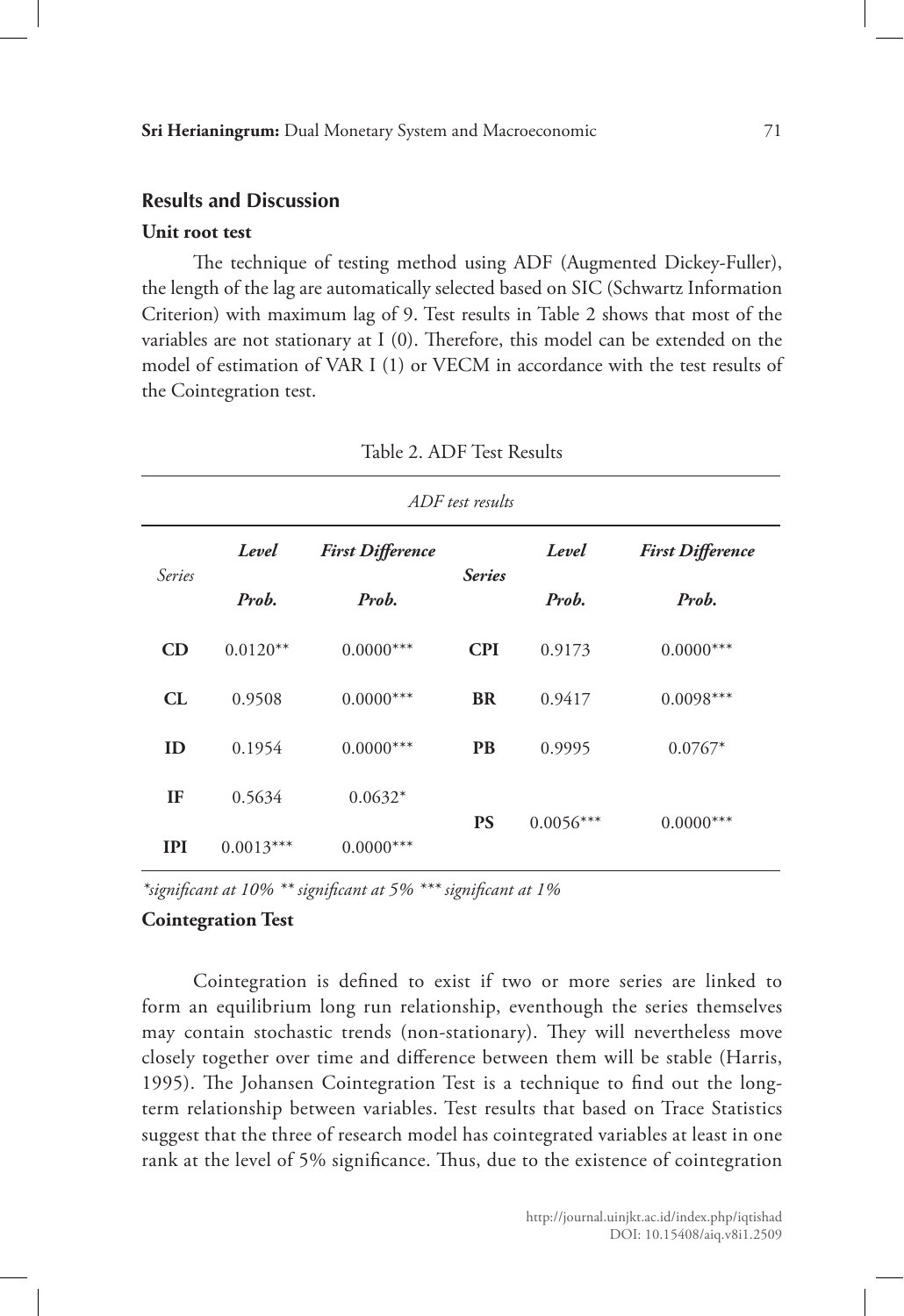## Results and Discussion

### Unit root test

The technique of testing method using ADF (Augmented Dickey-Fuller), the length of the lag are automatically selected based on SIC (Schwartz Information Criterion) with maximum lag of 9. Test results in Table 2 shows that most of the variables are not stationary at I (0). Therefore, this model can be extended on the model of estimation of VAR I (1) or VECM in accordance with the test results of the Cointegration test.

Table 2. ADF Test Results

| *ADF test results* | | | | | |
|---|---|---|---|---|---|
| *Series* | ***Level*** | ***First Difference*** | ***Series*** | ***Level*** | ***First Difference*** |
| | ***Prob.*** | ***Prob.*** | | ***Prob.*** | ***Prob.*** |
| **CD** | 0.0120** | 0.0000*** | **CPI** | 0.9173 | 0.0000*** |
| **CL** | 0.9508 | 0.0000*** | **BR** | 0.9417 | 0.0098*** |
| **ID** | 0.1954 | 0.0000*** | **PB** | 0.9995 | 0.0767* |
| **IF** | 0.5634 | 0.0632* | **PS** | 0.0056*** | 0.0000*** |
| **IPI** | 0.0013*** | 0.0000*** | | | |

*\*significant at 10% \*\* significant at 5% \*\*\* significant at 1%*

### Cointegration Test

Cointegration is defined to exist if two or more series are linked to form an equilibrium long run relationship, eventhough the series themselves may contain stochastic trends (non-stationary). They will nevertheless move closely together over time and difference between them will be stable (Harris, 1995). The Johansen Cointegration Test is a technique to find out the long-term relationship between variables. Test results that based on Trace Statistics suggest that the three of research model has cointegrated variables at least in one rank at the level of 5% significance. Thus, due to the existence of cointegration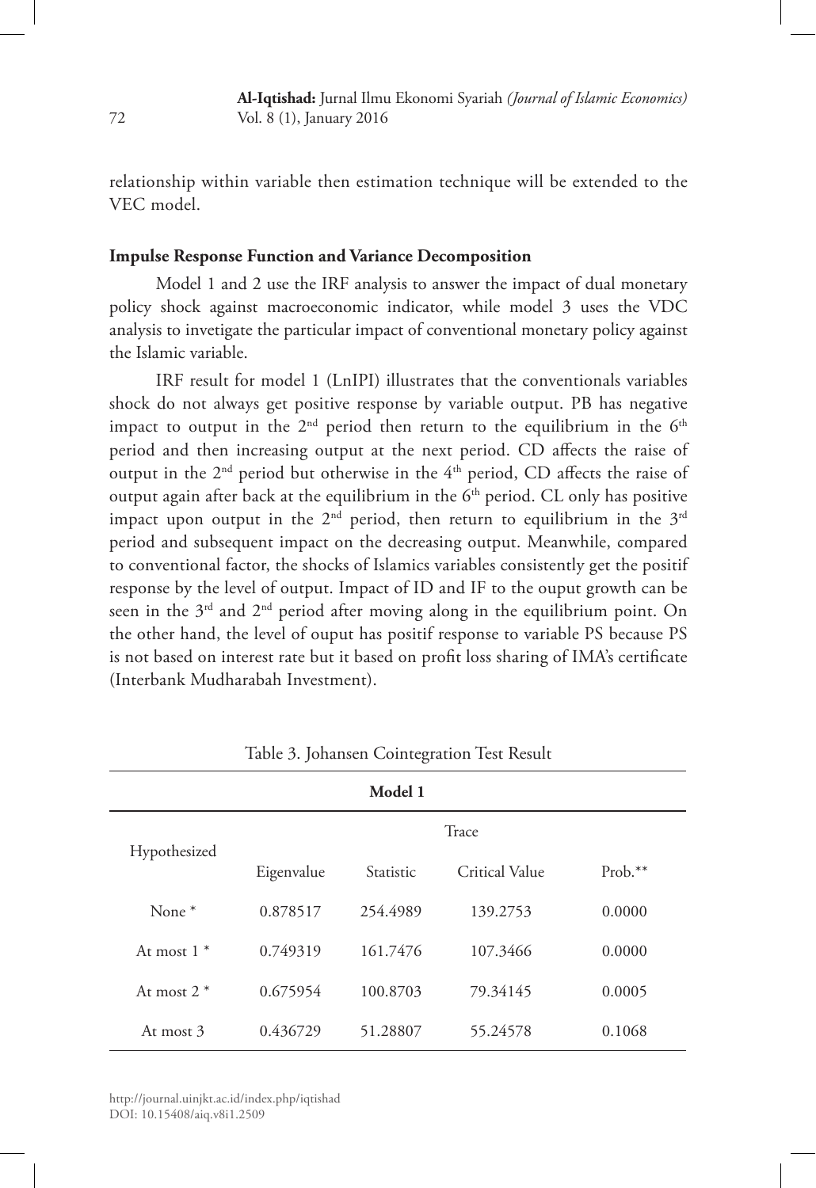relationship within variable then estimation technique will be extended to the VEC model.

**Impulse Response Function and Variance Decomposition**

Model 1 and 2 use the IRF analysis to answer the impact of dual monetary policy shock against macroeconomic indicator, while model 3 uses the VDC analysis to invetigate the particular impact of conventional monetary policy against the Islamic variable.

IRF result for model 1 (LnIPI) illustrates that the conventionals variables shock do not always get positive response by variable output. PB has negative impact to output in the 2nd period then return to the equilibrium in the 6th period and then increasing output at the next period. CD affects the raise of output in the 2nd period but otherwise in the 4th period, CD affects the raise of output again after back at the equilibrium in the 6th period. CL only has positive impact upon output in the 2nd period, then return to equilibrium in the 3rd period and subsequent impact on the decreasing output. Meanwhile, compared to conventional factor, the shocks of Islamics variables consistently get the positif response by the level of output. Impact of ID and IF to the ouput growth can be seen in the 3rd and 2nd period after moving along in the equilibrium point. On the other hand, the level of ouput has positif response to variable PS because PS is not based on interest rate but it based on profit loss sharing of IMA's certificate (Interbank Mudharabah Investment).

Table 3. Johansen Cointegration Test Result

| Model 1 | | | | |
|---|---|---|---|---|
| Hypothesized | Trace | | | |
| | Eigenvalue | Statistic | Critical Value | Prob.** |
| None * | 0.878517 | 254.4989 | 139.2753 | 0.0000 |
| At most 1 * | 0.749319 | 161.7476 | 107.3466 | 0.0000 |
| At most 2 * | 0.675954 | 100.8703 | 79.34145 | 0.0005 |
| At most 3 | 0.436729 | 51.28807 | 55.24578 | 0.1068 |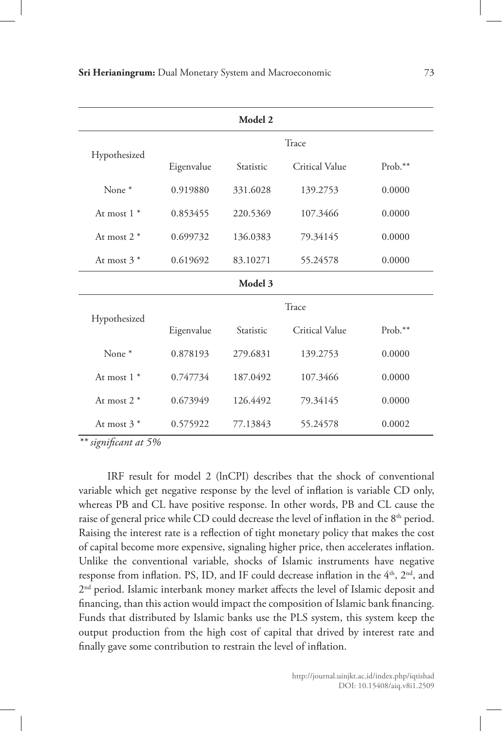| Model 2 | | | | |
|---|---|---|---|---|
| Hypothesized | Trace | | | |
| | Eigenvalue | Statistic | Critical Value | Prob.** |
| None * | 0.919880 | 331.6028 | 139.2753 | 0.0000 |
| At most 1 * | 0.853455 | 220.5369 | 107.3466 | 0.0000 |
| At most 2 * | 0.699732 | 136.0383 | 79.34145 | 0.0000 |
| At most 3 * | 0.619692 | 83.10271 | 55.24578 | 0.0000 |
| **Model 3** | | | | |
| Hypothesized | Trace | | | |
| | Eigenvalue | Statistic | Critical Value | Prob.** |
| None * | 0.878193 | 279.6831 | 139.2753 | 0.0000 |
| At most 1 * | 0.747734 | 187.0492 | 107.3466 | 0.0000 |
| At most 2 * | 0.673949 | 126.4492 | 79.34145 | 0.0000 |
| At most 3 * | 0.575922 | 77.13843 | 55.24578 | 0.0002 |

*** significant at 5%*

IRF result for model 2 (lnCPI) describes that the shock of conventional variable which get negative response by the level of inflation is variable CD only, whereas PB and CL have positive response. In other words, PB and CL cause the raise of general price while CD could decrease the level of inflation in the 8th period. Raising the interest rate is a reflection of tight monetary policy that makes the cost of capital become more expensive, signaling higher price, then accelerates inflation. Unlike the conventional variable, shocks of Islamic instruments have negative response from inflation. PS, ID, and IF could decrease inflation in the 4th, 2nd, and 2nd period. Islamic interbank money market affects the level of Islamic deposit and financing, than this action would impact the composition of Islamic bank financing. Funds that distributed by Islamic banks use the PLS system, this system keep the output production from the high cost of capital that drived by interest rate and finally gave some contribution to restrain the level of inflation.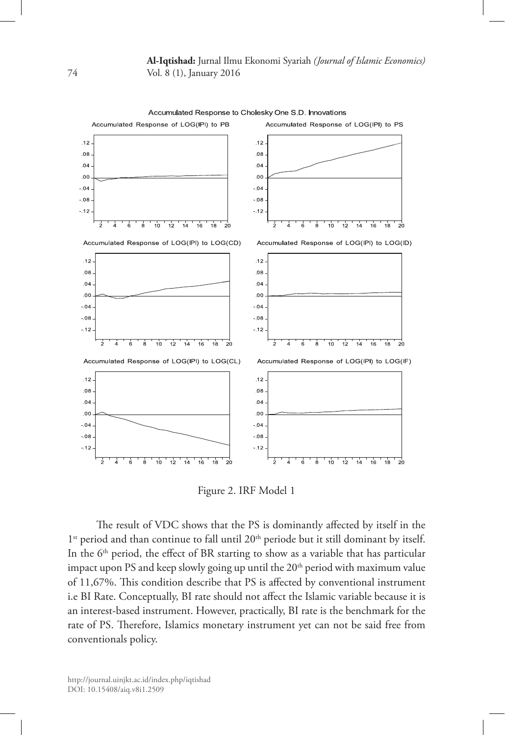Figure 2. IRF Model 1

The result of VDC shows that the PS is dominantly affected by itself in the 1st period and than continue to fall until 20th periode but it still dominant by itself. In the 6th period, the effect of BR starting to show as a variable that has particular impact upon PS and keep slowly going up until the 20th period with maximum value of 11,67%. This condition describe that PS is affected by conventional instrument i.e BI Rate. Conceptually, BI rate should not affect the Islamic variable because it is an interest-based instrument. However, practically, BI rate is the benchmark for the rate of PS. Therefore, Islamics monetary instrument yet can not be said free from conventionals policy.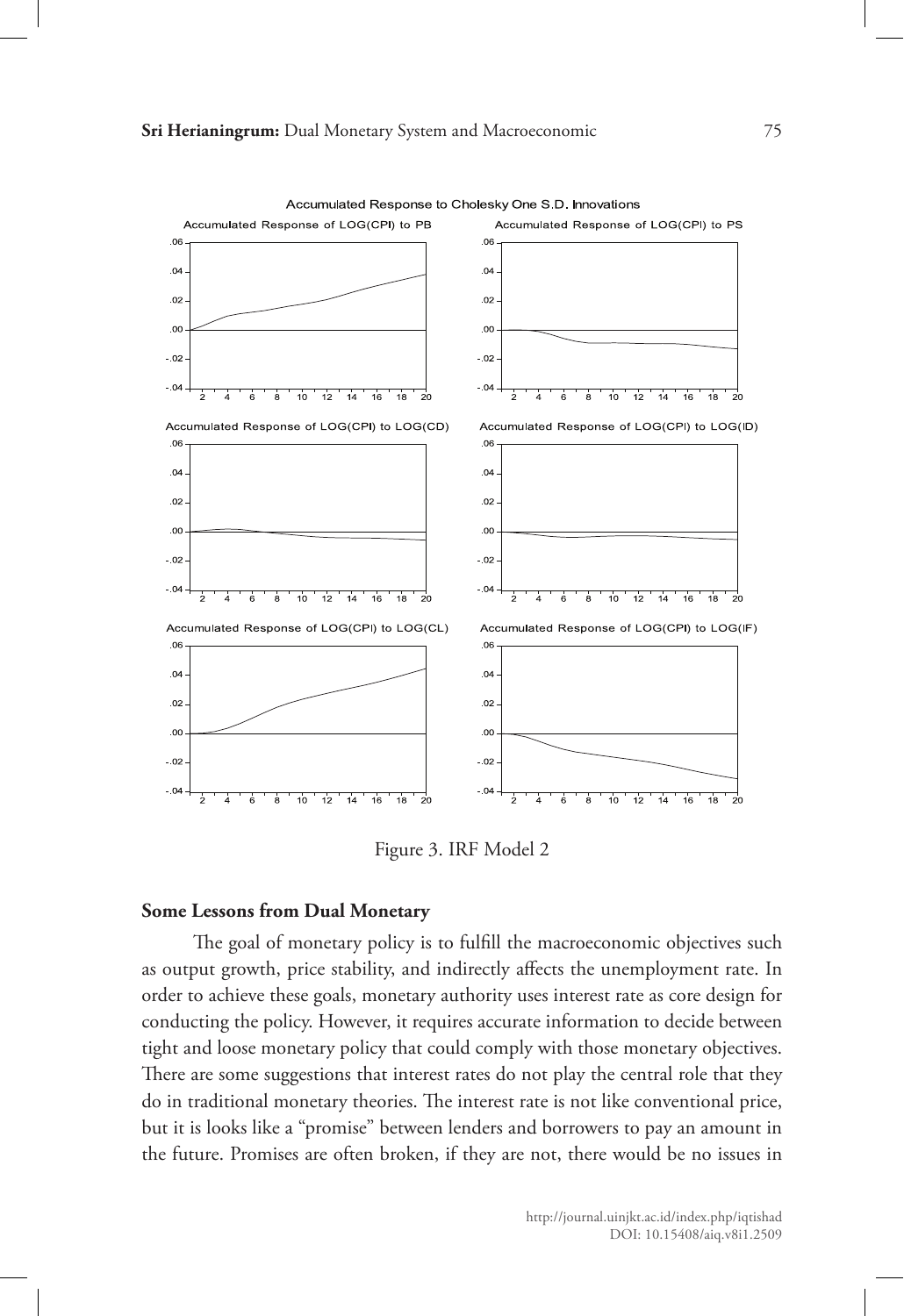Figure 3. IRF Model 2

### Some Lessons from Dual Monetary

The goal of monetary policy is to fulfill the macroeconomic objectives such as output growth, price stability, and indirectly affects the unemployment rate. In order to achieve these goals, monetary authority uses interest rate as core design for conducting the policy. However, it requires accurate information to decide between tight and loose monetary policy that could comply with those monetary objectives. There are some suggestions that interest rates do not play the central role that they do in traditional monetary theories. The interest rate is not like conventional price, but it is looks like a "promise" between lenders and borrowers to pay an amount in the future. Promises are often broken, if they are not, there would be no issues in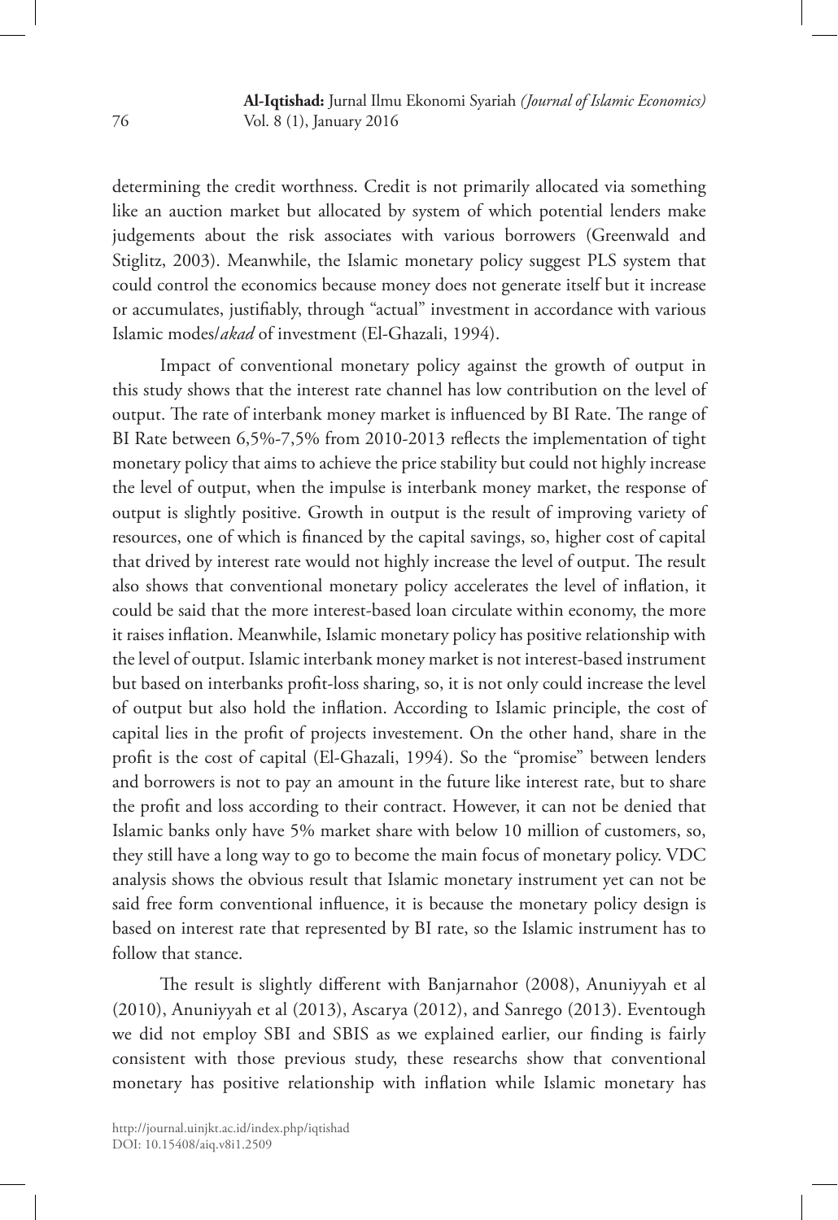determining the credit worthness. Credit is not primarily allocated via something like an auction market but allocated by system of which potential lenders make judgements about the risk associates with various borrowers (Greenwald and Stiglitz, 2003). Meanwhile, the Islamic monetary policy suggest PLS system that could control the economics because money does not generate itself but it increase or accumulates, justifiably, through "actual" investment in accordance with various Islamic modes/*akad* of investment (El-Ghazali, 1994).

Impact of conventional monetary policy against the growth of output in this study shows that the interest rate channel has low contribution on the level of output. The rate of interbank money market is influenced by BI Rate. The range of BI Rate between 6,5%-7,5% from 2010-2013 reflects the implementation of tight monetary policy that aims to achieve the price stability but could not highly increase the level of output, when the impulse is interbank money market, the response of output is slightly positive. Growth in output is the result of improving variety of resources, one of which is financed by the capital savings, so, higher cost of capital that drived by interest rate would not highly increase the level of output. The result also shows that conventional monetary policy accelerates the level of inflation, it could be said that the more interest-based loan circulate within economy, the more it raises inflation. Meanwhile, Islamic monetary policy has positive relationship with the level of output. Islamic interbank money market is not interest-based instrument but based on interbanks profit-loss sharing, so, it is not only could increase the level of output but also hold the inflation. According to Islamic principle, the cost of capital lies in the profit of projects investement. On the other hand, share in the profit is the cost of capital (El-Ghazali, 1994). So the "promise" between lenders and borrowers is not to pay an amount in the future like interest rate, but to share the profit and loss according to their contract. However, it can not be denied that Islamic banks only have 5% market share with below 10 million of customers, so, they still have a long way to go to become the main focus of monetary policy. VDC analysis shows the obvious result that Islamic monetary instrument yet can not be said free form conventional influence, it is because the monetary policy design is based on interest rate that represented by BI rate, so the Islamic instrument has to follow that stance.

The result is slightly different with Banjarnahor (2008), Anuniyyah et al (2010), Anuniyyah et al (2013), Ascarya (2012), and Sanrego (2013). Eventough we did not employ SBI and SBIS as we explained earlier, our finding is fairly consistent with those previous study, these researchs show that conventional monetary has positive relationship with inflation while Islamic monetary has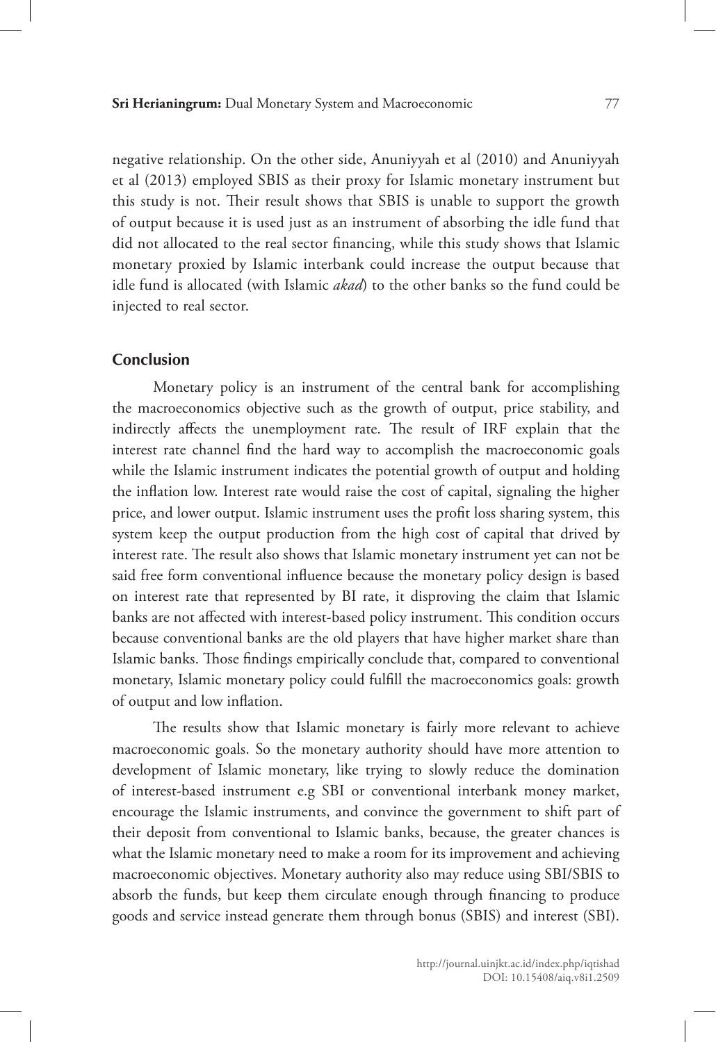negative relationship. On the other side, Anuniyyah et al (2010) and Anuniyyah et al (2013) employed SBIS as their proxy for Islamic monetary instrument but this study is not. Their result shows that SBIS is unable to support the growth of output because it is used just as an instrument of absorbing the idle fund that did not allocated to the real sector financing, while this study shows that Islamic monetary proxied by Islamic interbank could increase the output because that idle fund is allocated (with Islamic *akad*) to the other banks so the fund could be injected to real sector.

## Conclusion

Monetary policy is an instrument of the central bank for accomplishing the macroeconomics objective such as the growth of output, price stability, and indirectly affects the unemployment rate. The result of IRF explain that the interest rate channel find the hard way to accomplish the macroeconomic goals while the Islamic instrument indicates the potential growth of output and holding the inflation low. Interest rate would raise the cost of capital, signaling the higher price, and lower output. Islamic instrument uses the profit loss sharing system, this system keep the output production from the high cost of capital that drived by interest rate. The result also shows that Islamic monetary instrument yet can not be said free form conventional influence because the monetary policy design is based on interest rate that represented by BI rate, it disproving the claim that Islamic banks are not affected with interest-based policy instrument. This condition occurs because conventional banks are the old players that have higher market share than Islamic banks. Those findings empirically conclude that, compared to conventional monetary, Islamic monetary policy could fulfill the macroeconomics goals: growth of output and low inflation.

The results show that Islamic monetary is fairly more relevant to achieve macroeconomic goals. So the monetary authority should have more attention to development of Islamic monetary, like trying to slowly reduce the domination of interest-based instrument e.g SBI or conventional interbank money market, encourage the Islamic instruments, and convince the government to shift part of their deposit from conventional to Islamic banks, because, the greater chances is what the Islamic monetary need to make a room for its improvement and achieving macroeconomic objectives. Monetary authority also may reduce using SBI/SBIS to absorb the funds, but keep them circulate enough through financing to produce goods and service instead generate them through bonus (SBIS) and interest (SBI).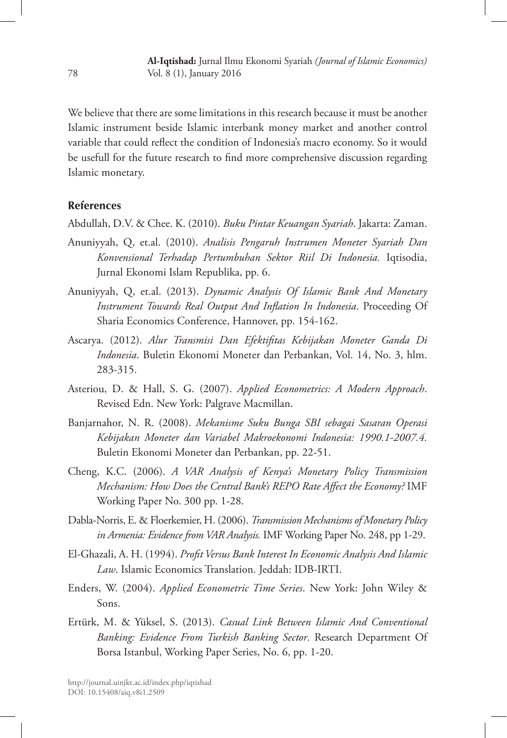We believe that there are some limitations in this research because it must be another Islamic instrument beside Islamic interbank money market and another control variable that could reflect the condition of Indonesia's macro economy. So it would be usefull for the future research to find more comprehensive discussion regarding Islamic monetary.

## References

Abdullah, D.V. & Chee. K. (2010). *Buku Pintar Keuangan Syariah*. Jakarta: Zaman.

Anuniyyah, Q, et.al. (2010). *Analisis Pengaruh Instrumen Moneter Syariah Dan Konvensional Terhadap Pertumbuhan Sektor Riil Di Indonesia.* Iqtisodia, Jurnal Ekonomi Islam Republika, pp. 6.

Anuniyyah, Q, et.al. (2013). *Dynamic Analysis Of Islamic Bank And Monetary Instrument Towards Real Output And Inflation In Indonesia*. Proceeding Of Sharia Economics Conference, Hannover, pp. 154-162.

Ascarya. (2012). *Alur Transmisi Dan Efektifitas Kebijakan Moneter Ganda Di Indonesia*. Buletin Ekonomi Moneter dan Perbankan, Vol. 14, No. 3, hlm. 283-315.

Asteriou, D. & Hall, S. G. (2007). *Applied Econometrics: A Modern Approach*. Revised Edn. New York: Palgrave Macmillan.

Banjarnahor, N. R. (2008). *Mekanisme Suku Bunga SBI sebagai Sasaran Operasi Kebijakan Moneter dan Variabel Makroekonomi Indonesia: 1990.1-2007.4.* Buletin Ekonomi Moneter dan Perbankan, pp. 22-51.

Cheng, K.C. (2006). *A VAR Analysis of Kenya's Monetary Policy Transmission Mechanism: How Does the Central Bank's REPO Rate Affect the Economy?* IMF Working Paper No. 300 pp. 1-28.

Dabla-Norris, E. & Floerkemier, H. (2006). *Transmission Mechanisms of Monetary Policy in Armenia: Evidence from VAR Analysis.* IMF Working Paper No. 248, pp 1-29.

El-Ghazali, A. H. (1994). *Profit Versus Bank Interest In Economic Analysis And Islamic Law*. Islamic Economics Translation. Jeddah: IDB-IRTI.

Enders, W. (2004). *Applied Econometric Time Series*. New York: John Wiley & Sons.

Ertürk, M. & Yüksel, S. (2013). *Casual Link Between Islamic And Conventional Banking: Evidence From Turkish Banking Sector*. Research Department Of Borsa Istanbul, Working Paper Series, No. 6, pp. 1-20.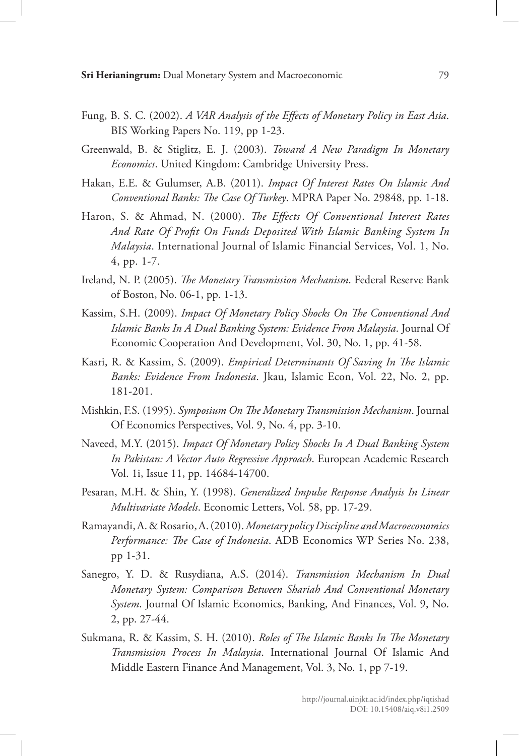Fung, B. S. C. (2002). *A VAR Analysis of the Effects of Monetary Policy in East Asia*. BIS Working Papers No. 119, pp 1-23.

Greenwald, B. & Stiglitz, E. J. (2003). *Toward A New Paradigm In Monetary Economics*. United Kingdom: Cambridge University Press.

Hakan, E.E. & Gulumser, A.B. (2011). *Impact Of Interest Rates On Islamic And Conventional Banks: The Case Of Turkey*. MPRA Paper No. 29848, pp. 1-18.

Haron, S. & Ahmad, N. (2000). *The Effects Of Conventional Interest Rates And Rate Of Profit On Funds Deposited With Islamic Banking System In Malaysia*. International Journal of Islamic Financial Services, Vol. 1, No. 4, pp. 1-7.

Ireland, N. P. (2005). *The Monetary Transmission Mechanism*. Federal Reserve Bank of Boston, No. 06-1, pp. 1-13.

Kassim, S.H. (2009). *Impact Of Monetary Policy Shocks On The Conventional And Islamic Banks In A Dual Banking System: Evidence From Malaysia*. Journal Of Economic Cooperation And Development, Vol. 30, No. 1, pp. 41-58.

Kasri, R. & Kassim, S. (2009). *Empirical Determinants Of Saving In The Islamic Banks: Evidence From Indonesia*. Jkau, Islamic Econ, Vol. 22, No. 2, pp. 181-201.

Mishkin, F.S. (1995). *Symposium On The Monetary Transmission Mechanism*. Journal Of Economics Perspectives, Vol. 9, No. 4, pp. 3-10.

Naveed, M.Y. (2015). *Impact Of Monetary Policy Shocks In A Dual Banking System In Pakistan: A Vector Auto Regressive Approach*. European Academic Research Vol. 1i, Issue 11, pp. 14684-14700.

Pesaran, M.H. & Shin, Y. (1998). *Generalized Impulse Response Analysis In Linear Multivariate Models*. Economic Letters, Vol. 58, pp. 17-29.

Ramayandi, A. & Rosario, A. (2010). *Monetary policy Discipline and Macroeconomics Performance: The Case of Indonesia*. ADB Economics WP Series No. 238, pp 1-31.

Sanegro, Y. D. & Rusydiana, A.S. (2014). *Transmission Mechanism In Dual Monetary System: Comparison Between Shariah And Conventional Monetary System*. Journal Of Islamic Economics, Banking, And Finances, Vol. 9, No. 2, pp. 27-44.

Sukmana, R. & Kassim, S. H. (2010). *Roles of The Islamic Banks In The Monetary Transmission Process In Malaysia*. International Journal Of Islamic And Middle Eastern Finance And Management, Vol. 3, No. 1, pp 7-19.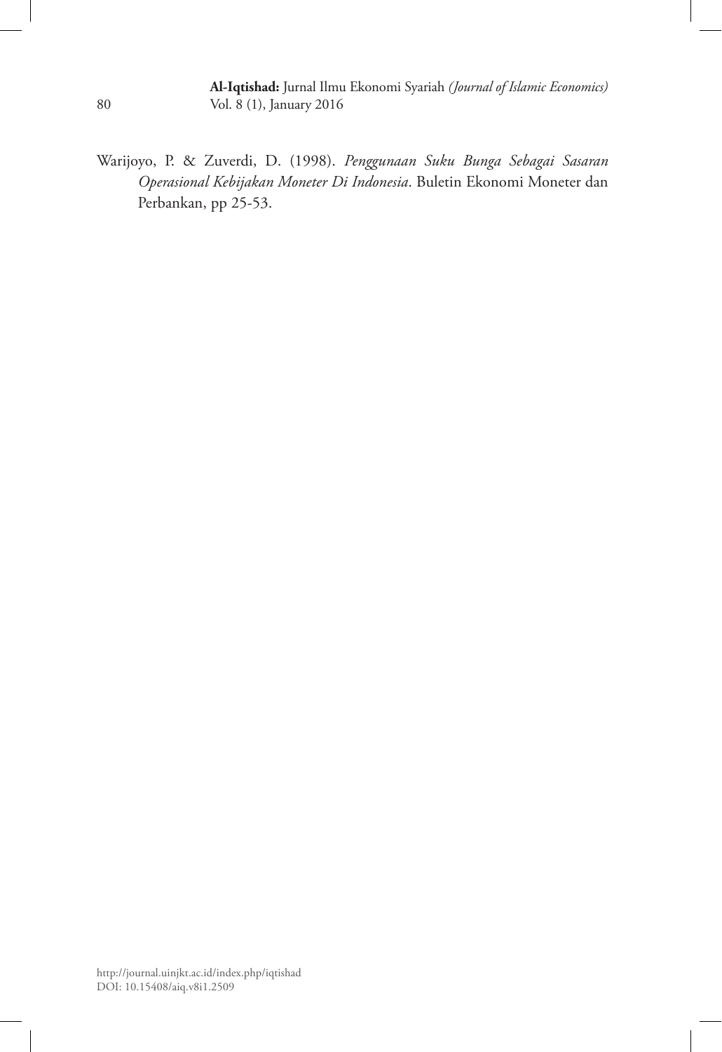Warijoyo, P. & Zuverdi, D. (1998). *Penggunaan Suku Bunga Sebagai Sasaran Operasional Kebijakan Moneter Di Indonesia*. Buletin Ekonomi Moneter dan Perbankan, pp 25-53.